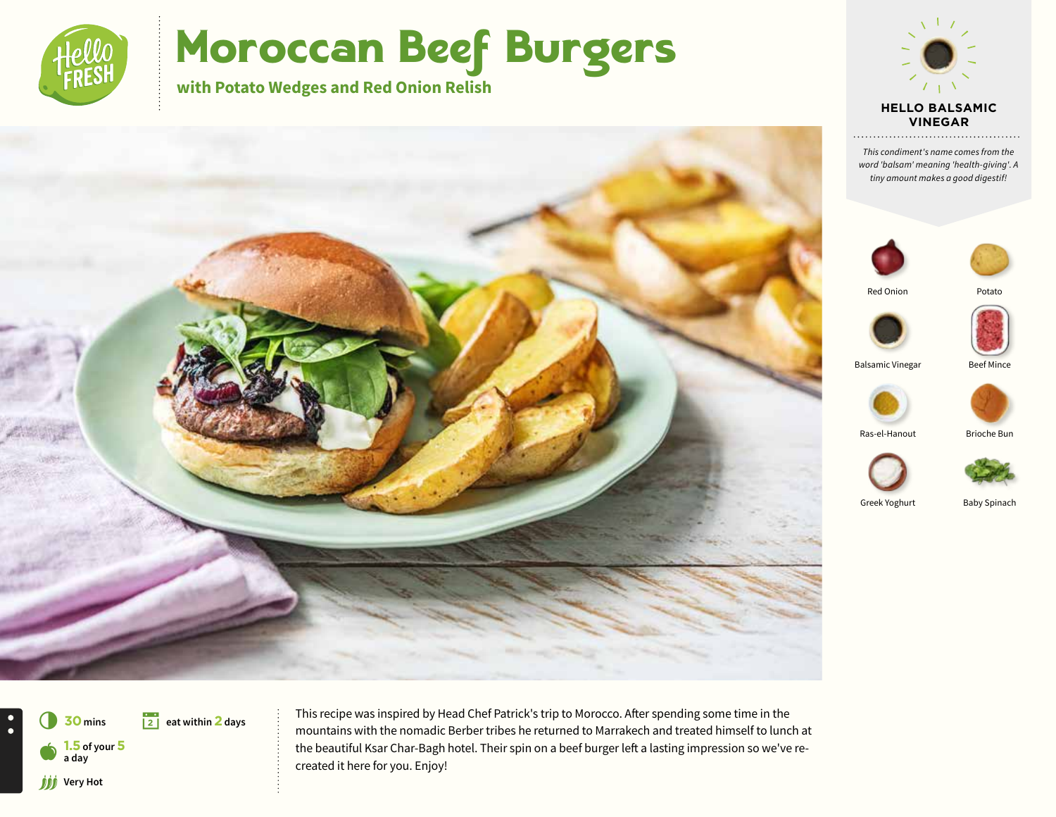# Moroccan Beef Burgers

## with Potato Wedges and Red Onion Relish

### HELLO BALSAMIC VINEGAR

*This condiment's name comes from the word 'balsam' meaning 'health-giving'. A tiny amount makes a good digestif!*

- Red Onion
- Potato
- Balsamic Vinegar
- Beef Mince
- Ras-el-Hanout
- Brioche Bun
- Greek Yoghurt
- Baby Spinach

**30** mins

eat within **2** days

**1.5** of your **5** a day

Very Hot

This recipe was inspired by Head Chef Patrick's trip to Morocco. After spending some time in the mountains with the nomadic Berber tribes he returned to Marrakech and treated himself to lunch at the beautiful Ksar Char-Bagh hotel. Their spin on a beef burger left a lasting impression so we've re-created it here for you. Enjoy!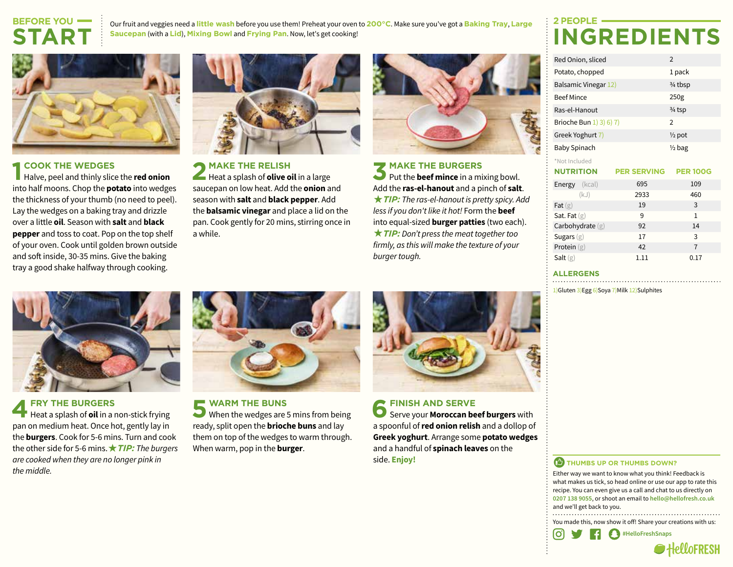# BEFORE YOU START

Our fruit and veggies need a **little wash** before you use them! Preheat your oven to **200°C**. Make sure you've got a **Baking Tray**, **Large Saucepan** (with a **Lid**), **Mixing Bowl** and **Frying Pan**. Now, let's get cooking!

## 1 COOK THE WEDGES

Halve, peel and thinly slice the **red onion** into half moons. Chop the **potato** into wedges the thickness of your thumb (no need to peel). Lay the wedges on a baking tray and drizzle over a little **oil**. Season with **salt** and **black pepper** and toss to coat. Pop on the top shelf of your oven. Cook until golden brown outside and soft inside, 30-35 mins. Give the baking tray a good shake halfway through cooking.

## 2 MAKE THE RELISH

Heat a splash of **olive oil** in a large saucepan on low heat. Add the **onion** and season with **salt** and **black pepper**. Add the **balsamic vinegar** and place a lid on the pan. Cook gently for 20 mins, stirring once in a while.

## 3 MAKE THE BURGERS

Put the **beef mince** in a mixing bowl. Add the **ras-el-hanout** and a pinch of **salt**. ★ ***TIP:*** *The ras-el-hanout is pretty spicy. Add less if you don't like it hot!* Form the **beef** into equal-sized **burger patties** (two each). ★ ***TIP:*** *Don't press the meat together too firmly, as this will make the texture of your burger tough.*

## 4 FRY THE BURGERS

Heat a splash of **oil** in a non-stick frying pan on medium heat. Once hot, gently lay in the **burgers**. Cook for 5-6 mins. Turn and cook the other side for 5-6 mins. ★ ***TIP:*** *The burgers are cooked when they are no longer pink in the middle.*

## 5 WARM THE BUNS

When the wedges are 5 mins from being ready, split open the **brioche buns** and lay them on top of the wedges to warm through. When warm, pop in the **burger**.

## 6 FINISH AND SERVE

Serve your **Moroccan beef burgers** with a spoonful of **red onion relish** and a dollop of **Greek yoghurt**. Arrange some **potato wedges** and a handful of **spinach leaves** on the side. **Enjoy!**

# 2 PEOPLE INGREDIENTS

| | |
|---|---|
| Red Onion, sliced | 2 |
| Potato, chopped | 1 pack |
| Balsamic Vinegar 12) | ¾ tbsp |
| Beef Mince | 250g |
| Ras-el-Hanout | ¾ tsp |
| Brioche Bun 1) 3) 6) 7) | 2 |
| Greek Yoghurt 7) | ½ pot |
| Baby Spinach | ½ bag |

*Not Included

| NUTRITION | | PER SERVING | PER 100G |
|---|---|---|---|
| Energy | (kcal) | 695 | 109 |
| | (kJ) | 2933 | 460 |
| Fat | (g) | 19 | 3 |
| Sat. Fat | (g) | 9 | 1 |
| Carbohydrate | (g) | 92 | 14 |
| Sugars | (g) | 17 | 3 |
| Protein | (g) | 42 | 7 |
| Salt | (g) | 1.11 | 0.17 |

## ALLERGENS

1)Gluten 3)Egg 6)Soya 7)Milk 12)Sulphites

### THUMBS UP OR THUMBS DOWN?

Either way we want to know what you think! Feedback is what makes us tick, so head online or use our app to rate this recipe. You can even give us a call and chat to us directly on **0207 138 9055**, or shoot an email to **hello@hellofresh.co.uk** and we'll get back to you.

You made this, now show it off! Share your creations with us: **#HelloFreshSnaps**

HelloFRESH